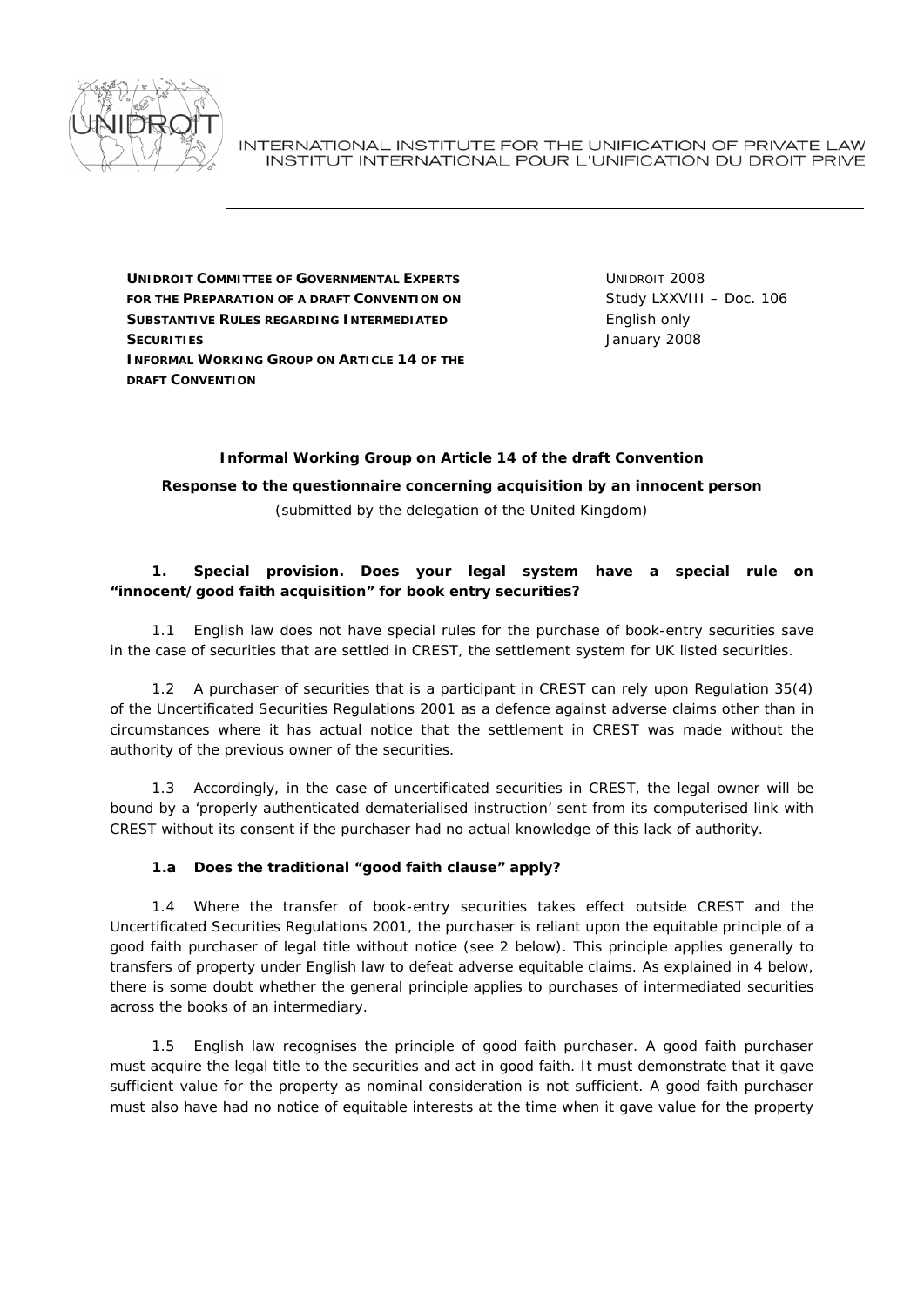INTERNATIONAL INSTITUTE FOR THE UNIFICATION OF PRIVATE LAW
INSTITUT INTERNATIONAL POUR L'UNIFICATION DU DROIT PRIVE

**UNIDROIT COMMITTEE OF GOVERNMENTAL EXPERTS FOR THE PREPARATION OF A DRAFT CONVENTION ON SUBSTANTIVE RULES REGARDING INTERMEDIATED SECURITIES**
**INFORMAL WORKING GROUP ON ARTICLE 14 OF THE DRAFT CONVENTION**

UNIDROIT 2008
Study LXXVIII – Doc. 106
English only
January 2008

**Informal Working Group on Article 14 of the draft Convention**

**Response to the questionnaire concerning acquisition by an innocent person**

(submitted by the delegation of the United Kingdom)

**1. Special provision. Does your legal system have a special rule on "innocent/good faith acquisition" for book entry securities?**

1.1 English law does not have special rules for the purchase of book-entry securities save in the case of securities that are settled in CREST, the settlement system for UK listed securities.

1.2 A purchaser of securities that is a participant in CREST can rely upon Regulation 35(4) of the Uncertificated Securities Regulations 2001 as a defence against adverse claims other than in circumstances where it has actual notice that the settlement in CREST was made without the authority of the previous owner of the securities.

1.3 Accordingly, in the case of uncertificated securities in CREST, the legal owner will be bound by a 'properly authenticated dematerialised instruction' sent from its computerised link with CREST without its consent if the purchaser had no actual knowledge of this lack of authority.

**1.a Does the traditional "good faith clause" apply?**

1.4 Where the transfer of book-entry securities takes effect outside CREST and the Uncertificated Securities Regulations 2001, the purchaser is reliant upon the equitable principle of a good faith purchaser of legal title without notice (see 2 below). This principle applies generally to transfers of property under English law to defeat adverse equitable claims. As explained in 4 below, there is some doubt whether the general principle applies to purchases of intermediated securities across the books of an intermediary.

1.5 English law recognises the principle of good faith purchaser. A good faith purchaser must acquire the legal title to the securities and act in good faith. It must demonstrate that it gave sufficient value for the property as nominal consideration is not sufficient. A good faith purchaser must also have had no notice of equitable interests at the time when it gave value for the property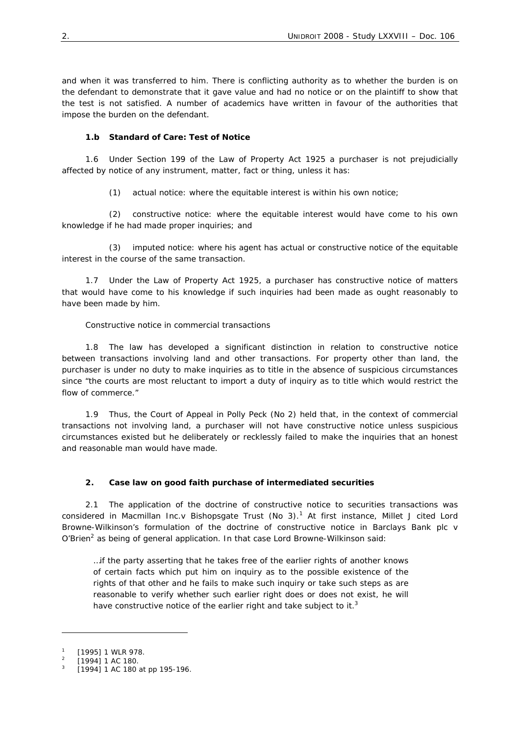and when it was transferred to him. There is conflicting authority as to whether the burden is on the defendant to demonstrate that it gave value and had no notice or on the plaintiff to show that the test is not satisfied. A number of academics have written in favour of the authorities that impose the burden on the defendant.

### 1.b Standard of Care: Test of Notice

1.6 Under Section 199 of the Law of Property Act 1925 a purchaser is not prejudicially affected by notice of any instrument, matter, fact or thing, unless it has:

(1) actual notice: where the equitable interest is within his own notice;

(2) constructive notice: where the equitable interest would have come to his own knowledge if he had made proper inquiries; and

(3) imputed notice: where his agent has actual or constructive notice of the equitable interest in the course of the same transaction.

1.7 Under the Law of Property Act 1925, a purchaser has constructive notice of matters that would have come to his knowledge if such inquiries had been made as ought reasonably to have been made by him.

*Constructive notice in commercial transactions*

1.8 The law has developed a significant distinction in relation to constructive notice between transactions involving land and other transactions. For property other than land, the purchaser is under no duty to make inquiries as to title in the absence of suspicious circumstances since "the courts are most reluctant to import a duty of inquiry as to title which would restrict the flow of commerce."

1.9 Thus, the Court of Appeal in Polly Peck (No 2) held that, in the context of commercial transactions not involving land, a purchaser will not have constructive notice unless suspicious circumstances existed but he deliberately or recklessly failed to make the inquiries that an honest and reasonable man would have made.

### 2. Case law on good faith purchase of intermediated securities

2.1 The application of the doctrine of constructive notice to securities transactions was considered in *Macmillan Inc.v Bishopsgate Trust (No 3)*.[1] At first instance, Millet J cited Lord Browne-Wilkinson's formulation of the doctrine of constructive notice in *Barclays Bank plc v O'Brien*[2] as being of general application. In that case Lord Browne-Wilkinson said:

> …if the party asserting that he takes free of the earlier rights of another knows of certain facts which put him on inquiry as to the possible existence of the rights of that other and he fails to make such inquiry or take such steps as are reasonable to verify whether such earlier right does or does not exist, he will have constructive notice of the earlier right and take subject to it.[3]

---

[1] [1995] 1 WLR 978.

[2] [1994] 1 AC 180.

[3] [1994] 1 AC 180 at pp 195-196.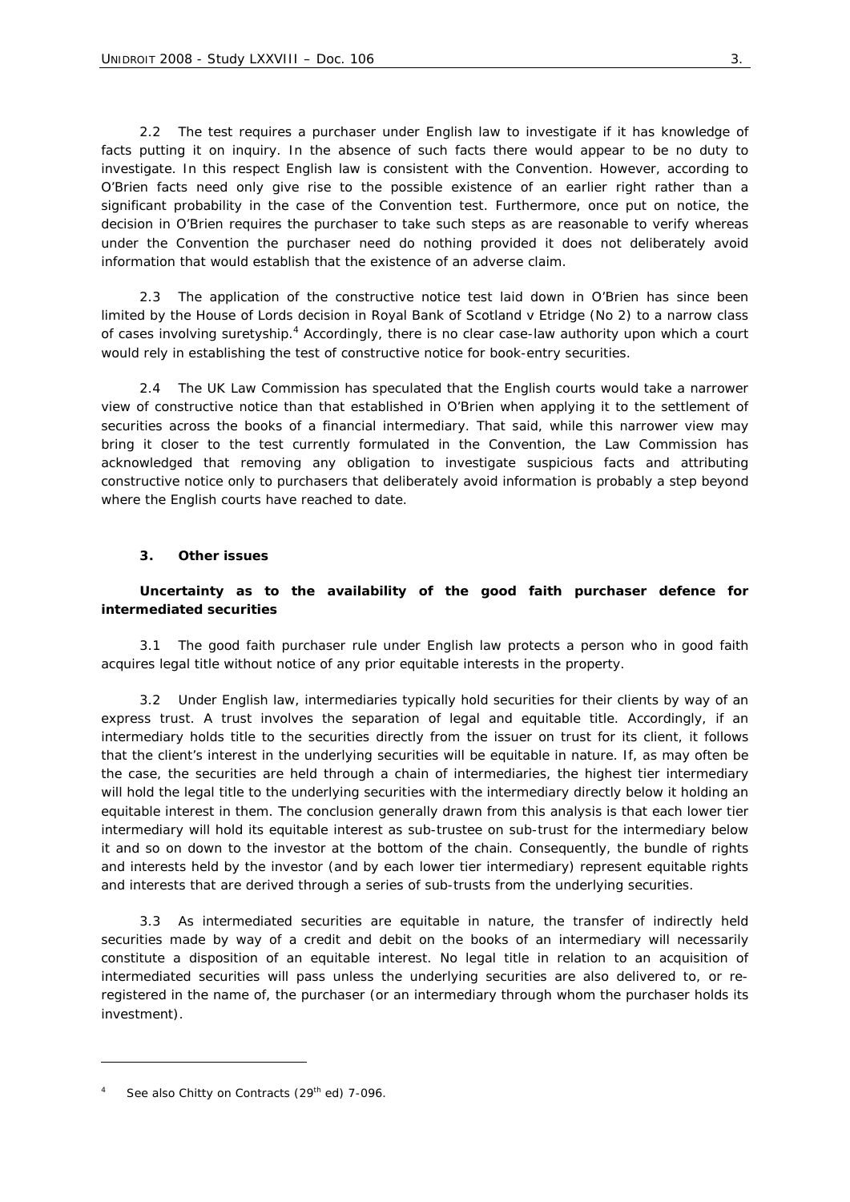2.2 The test requires a purchaser under English law to investigate if it has knowledge of facts putting it on inquiry. In the absence of such facts there would appear to be no duty to investigate. In this respect English law is consistent with the Convention. However, according to O'Brien facts need only give rise to the possible existence of an earlier right rather than a significant probability in the case of the Convention test. Furthermore, once put on notice, the decision in O'Brien requires the purchaser to take such steps as are reasonable to verify whereas under the Convention the purchaser need do nothing provided it does not deliberately avoid information that would establish that the existence of an adverse claim.

2.3 The application of the constructive notice test laid down in O'Brien has since been limited by the House of Lords decision in Royal Bank of Scotland v Etridge (No 2) to a narrow class of cases involving suretyship.[4] Accordingly, there is no clear case-law authority upon which a court would rely in establishing the test of constructive notice for book-entry securities.

2.4 The UK Law Commission has speculated that the English courts would take a narrower view of constructive notice than that established in O'Brien when applying it to the settlement of securities across the books of a financial intermediary. That said, while this narrower view may bring it closer to the test currently formulated in the Convention, the Law Commission has acknowledged that removing any obligation to investigate suspicious facts and attributing constructive notice only to purchasers that deliberately avoid information is probably a step beyond where the English courts have reached to date.

### 3. Other issues

**Uncertainty as to the availability of the good faith purchaser defence for intermediated securities**

3.1 The good faith purchaser rule under English law protects a person who in good faith acquires legal title without notice of any prior equitable interests in the property.

3.2 Under English law, intermediaries typically hold securities for their clients by way of an express trust. A trust involves the separation of legal and equitable title. Accordingly, if an intermediary holds title to the securities directly from the issuer on trust for its client, it follows that the client's interest in the underlying securities will be equitable in nature. If, as may often be the case, the securities are held through a chain of intermediaries, the highest tier intermediary will hold the legal title to the underlying securities with the intermediary directly below it holding an equitable interest in them. The conclusion generally drawn from this analysis is that each lower tier intermediary will hold its equitable interest as sub-trustee on sub-trust for the intermediary below it and so on down to the investor at the bottom of the chain. Consequently, the bundle of rights and interests held by the investor (and by each lower tier intermediary) represent equitable rights and interests that are derived through a series of sub-trusts from the underlying securities.

3.3 As intermediated securities are equitable in nature, the transfer of indirectly held securities made by way of a credit and debit on the books of an intermediary will necessarily constitute a disposition of an equitable interest. No legal title in relation to an acquisition of intermediated securities will pass unless the underlying securities are also delivered to, or re-registered in the name of, the purchaser (or an intermediary through whom the purchaser holds its investment).

---

[4] See also *Chitty on Contracts* (29th ed) 7-096.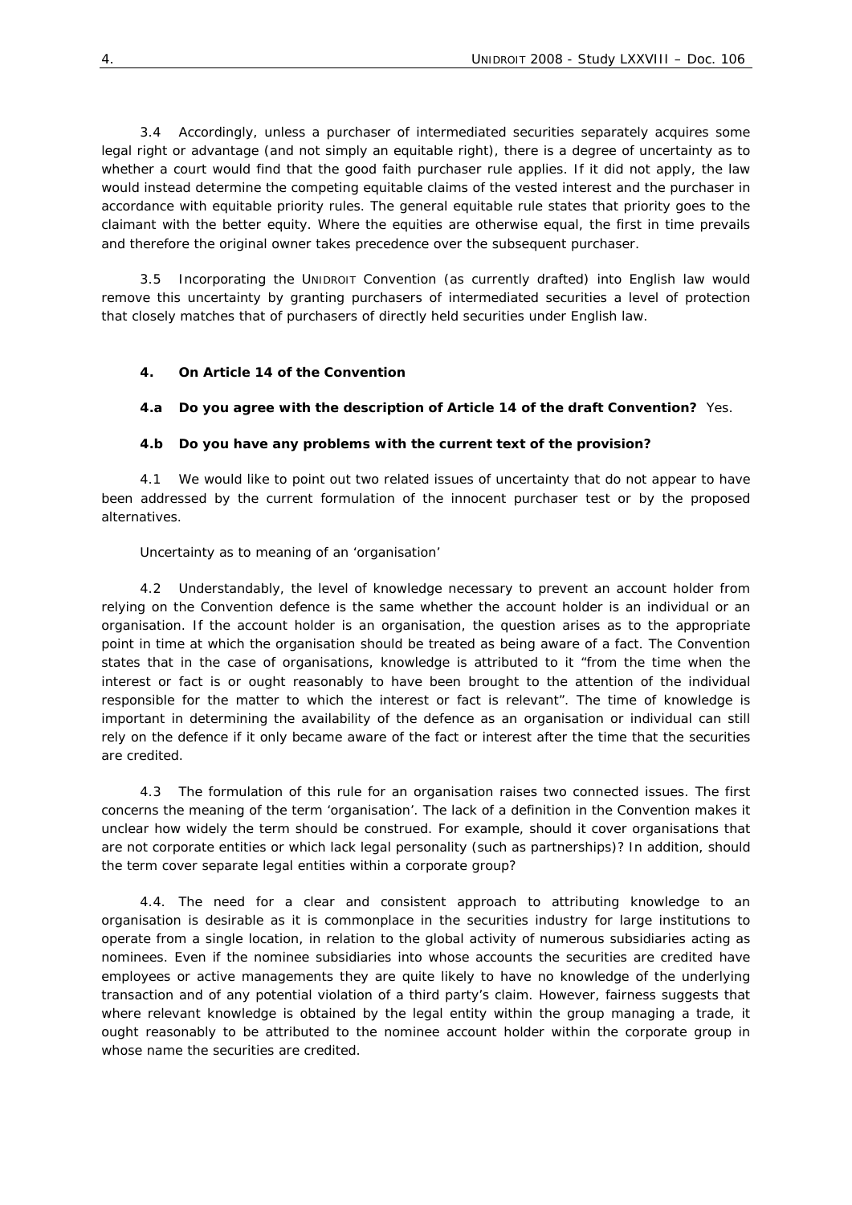3.4 Accordingly, unless a purchaser of intermediated securities separately acquires some legal right or advantage (and not simply an equitable right), there is a degree of uncertainty as to whether a court would find that the good faith purchaser rule applies. If it did not apply, the law would instead determine the competing equitable claims of the vested interest and the purchaser in accordance with equitable priority rules. The general equitable rule states that priority goes to the claimant with the better equity. Where the equities are otherwise equal, the first in time prevails and therefore the original owner takes precedence over the subsequent purchaser.

3.5 Incorporating the UNIDROIT Convention (as currently drafted) into English law would remove this uncertainty by granting purchasers of intermediated securities a level of protection that closely matches that of purchasers of directly held securities under English law.

## 4. On Article 14 of the Convention

**4.a Do you agree with the description of Article 14 of the draft Convention?** Yes.

**4.b Do you have any problems with the current text of the provision?**

4.1 We would like to point out two related issues of uncertainty that do not appear to have been addressed by the current formulation of the innocent purchaser test or by the proposed alternatives.

*Uncertainty as to meaning of an 'organisation'*

4.2 Understandably, the level of knowledge necessary to prevent an account holder from relying on the Convention defence is the same whether the account holder is an individual or an organisation. If the account holder is an organisation, the question arises as to the appropriate point in time at which the organisation should be treated as being aware of a fact. The Convention states that in the case of organisations, knowledge is attributed to it "from the time when the interest or fact is or ought reasonably to have been brought to the attention of the individual responsible for the matter to which the interest or fact is relevant". The time of knowledge is important in determining the availability of the defence as an organisation or individual can still rely on the defence if it only became aware of the fact or interest after the time that the securities are credited.

4.3 The formulation of this rule for an organisation raises two connected issues. The first concerns the meaning of the term 'organisation'. The lack of a definition in the Convention makes it unclear how widely the term should be construed. For example, should it cover organisations that are not corporate entities or which lack legal personality (such as partnerships)? In addition, should the term cover separate legal entities within a corporate group?

4.4. The need for a clear and consistent approach to attributing knowledge to an organisation is desirable as it is commonplace in the securities industry for large institutions to operate from a single location, in relation to the global activity of numerous subsidiaries acting as nominees. Even if the nominee subsidiaries into whose accounts the securities are credited have employees or active managements they are quite likely to have no knowledge of the underlying transaction and of any potential violation of a third party's claim. However, fairness suggests that where relevant knowledge is obtained by the legal entity within the group managing a trade, it ought reasonably to be attributed to the nominee account holder within the corporate group in whose name the securities are credited.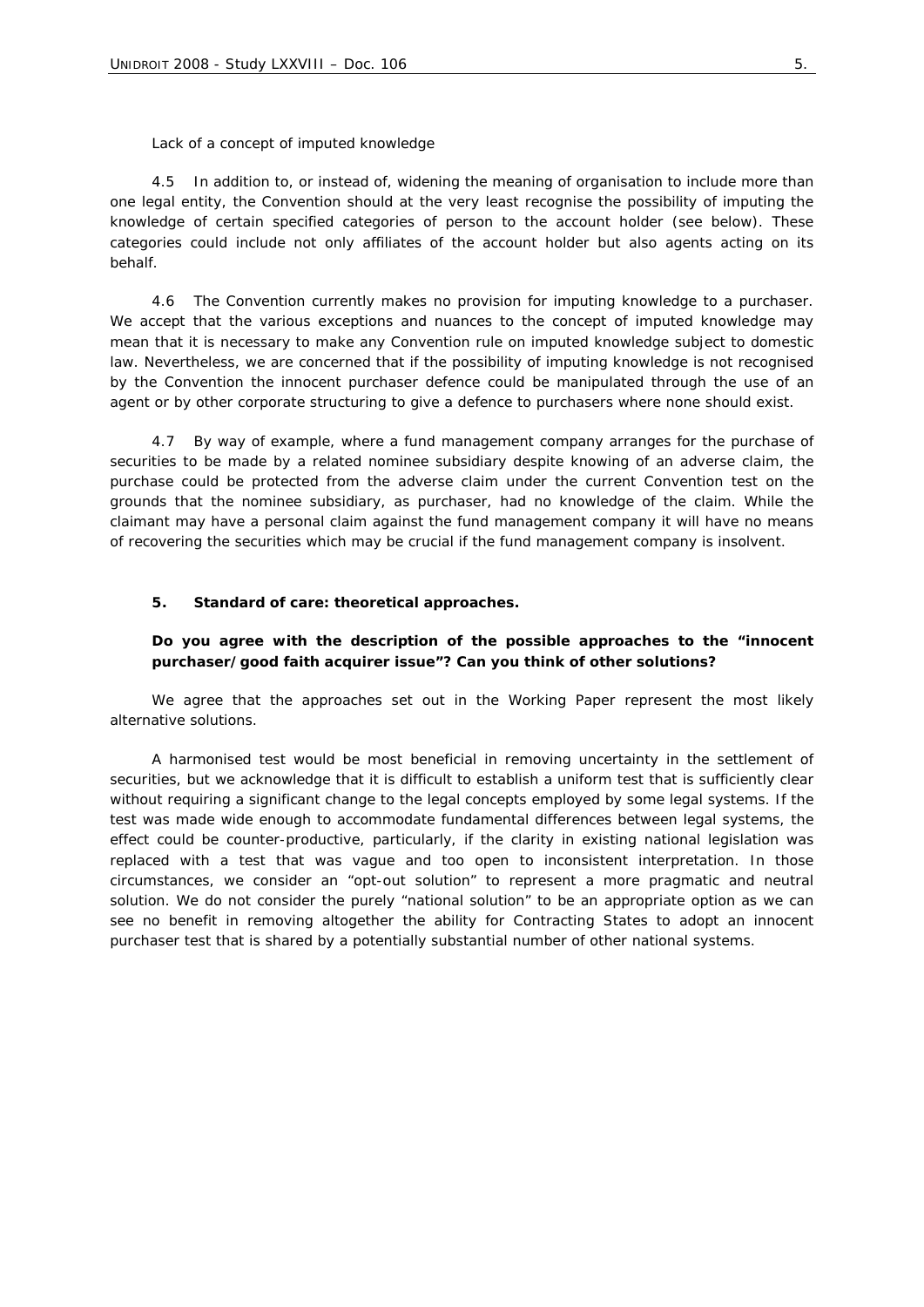*Lack of a concept of imputed knowledge*

4.5 In addition to, or instead of, widening the meaning of organisation to include more than one legal entity, the Convention should at the very least recognise the possibility of imputing the knowledge of certain specified categories of person to the account holder (see below). These categories could include not only affiliates of the account holder but also agents acting on its behalf.

4.6 The Convention currently makes no provision for imputing knowledge to a purchaser. We accept that the various exceptions and nuances to the concept of imputed knowledge may mean that it is necessary to make any Convention rule on imputed knowledge subject to domestic law. Nevertheless, we are concerned that if the possibility of imputing knowledge is not recognised by the Convention the innocent purchaser defence could be manipulated through the use of an agent or by other corporate structuring to give a defence to purchasers where none should exist.

4.7 By way of example, where a fund management company arranges for the purchase of securities to be made by a related nominee subsidiary despite knowing of an adverse claim, the purchase could be protected from the adverse claim under the current Convention test on the grounds that the nominee subsidiary, as purchaser, had no knowledge of the claim. While the claimant may have a personal claim against the fund management company it will have no means of recovering the securities which may be crucial if the fund management company is insolvent.

## 5. Standard of care: theoretical approaches.

**Do you agree with the description of the possible approaches to the "innocent purchaser/good faith acquirer issue"? Can you think of other solutions?**

We agree that the approaches set out in the Working Paper represent the most likely alternative solutions.

A harmonised test would be most beneficial in removing uncertainty in the settlement of securities, but we acknowledge that it is difficult to establish a uniform test that is sufficiently clear without requiring a significant change to the legal concepts employed by some legal systems. If the test was made wide enough to accommodate fundamental differences between legal systems, the effect could be counter-productive, particularly, if the clarity in existing national legislation was replaced with a test that was vague and too open to inconsistent interpretation. In those circumstances, we consider an "opt-out solution" to represent a more pragmatic and neutral solution. We do not consider the purely "national solution" to be an appropriate option as we can see no benefit in removing altogether the ability for Contracting States to adopt an innocent purchaser test that is shared by a potentially substantial number of other national systems.